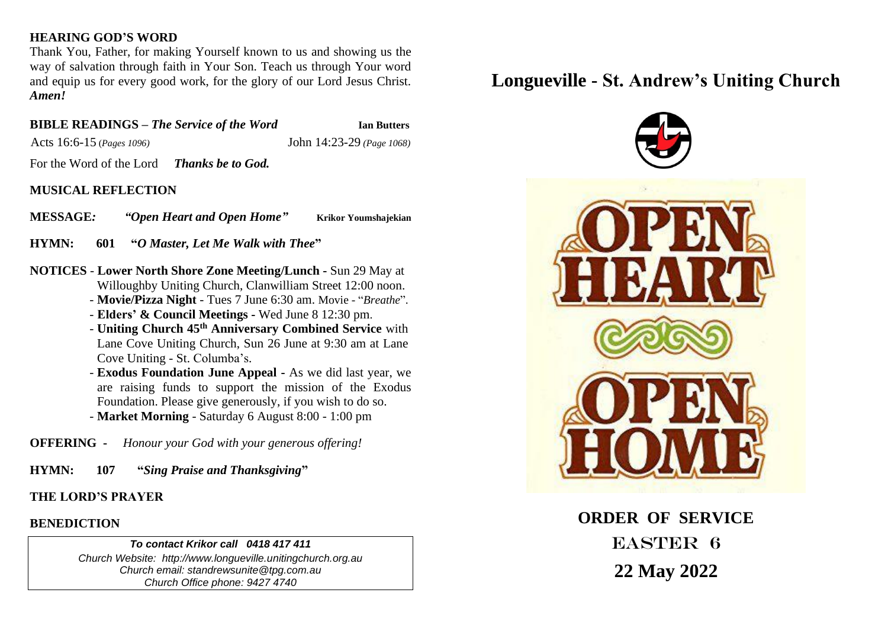**HEARING GOD'S WORD**

Thank You, Father, for making Yourself known to us and showing us the way of salvation through faith in Your Son. Teach us through Your word and equip us for every good work, for the glory of our Lord Jesus Christ. ***Amen!***

**BIBLE READINGS** – ***The Service of the Word*** **Ian Butters**

Acts 16:6-15 *(Pages 1096)* John 14:23-29 *(Page 1068)*

For the Word of the Lord ***Thanks be to God.***

**MUSICAL REFLECTION**

**MESSAGE:** ***"Open Heart and Open Home"*** **Krikor Youmshajekian**

**HYMN: 601 "*O Master, Let Me Walk with Thee*"**

**NOTICES** - **Lower North Shore Zone Meeting/Lunch** - Sun 29 May at Willoughby Uniting Church, Clanwilliam Street 12:00 noon.

- **Movie/Pizza Night** - Tues 7 June 6:30 am. Movie - "*Breathe*".
- **Elders' & Council Meetings** - Wed June 8 12:30 pm.
- **Uniting Church 45th Anniversary Combined Service** with Lane Cove Uniting Church, Sun 26 June at 9:30 am at Lane Cove Uniting - St. Columba's.
- **Exodus Foundation June Appeal** - As we did last year, we are raising funds to support the mission of the Exodus Foundation. Please give generously, if you wish to do so.
- **Market Morning** - Saturday 6 August 8:00 - 1:00 pm

**OFFERING** - *Honour your God with your generous offering!*

**HYMN: 107 "*Sing Praise and Thanksgiving*"**

**THE LORD'S PRAYER**

**BENEDICTION**

*To contact Krikor call 0418 417 411*

*Church Website: http://www.longueville.unitingchurch.org.au*

*Church email: standrewsunite@tpg.com.au*

*Church Office phone: 9427 4740*

# Longueville - St. Andrew's Uniting Church

OPEN HEART OPEN HOME

## ORDER OF SERVICE

## EASTER 6

## 22 May 2022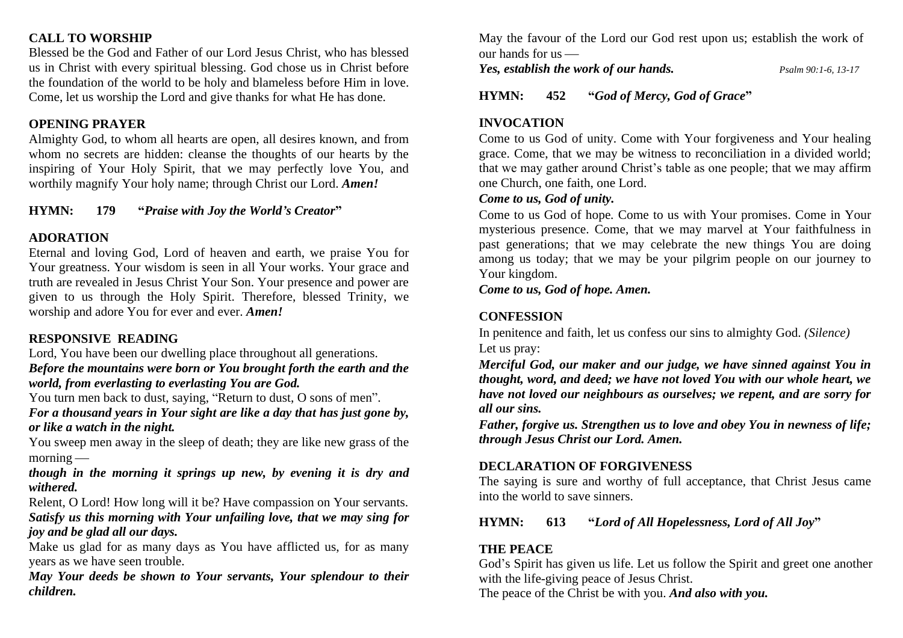## CALL TO WORSHIP

Blessed be the God and Father of our Lord Jesus Christ, who has blessed us in Christ with every spiritual blessing. God chose us in Christ before the foundation of the world to be holy and blameless before Him in love. Come, let us worship the Lord and give thanks for what He has done.

## OPENING PRAYER

Almighty God, to whom all hearts are open, all desires known, and from whom no secrets are hidden: cleanse the thoughts of our hearts by the inspiring of Your Holy Spirit, that we may perfectly love You, and worthily magnify Your holy name; through Christ our Lord. ***Amen!***

## HYMN: 179 "*Praise with Joy the World's Creator*"

## ADORATION

Eternal and loving God, Lord of heaven and earth, we praise You for Your greatness. Your wisdom is seen in all Your works. Your grace and truth are revealed in Jesus Christ Your Son. Your presence and power are given to us through the Holy Spirit. Therefore, blessed Trinity, we worship and adore You for ever and ever. ***Amen!***

## RESPONSIVE READING

Lord, You have been our dwelling place throughout all generations.

***Before the mountains were born or You brought forth the earth and the world, from everlasting to everlasting You are God.***

You turn men back to dust, saying, "Return to dust, O sons of men".

***For a thousand years in Your sight are like a day that has just gone by, or like a watch in the night.***

You sweep men away in the sleep of death; they are like new grass of the morning —

***though in the morning it springs up new, by evening it is dry and withered.***

Relent, O Lord! How long will it be? Have compassion on Your servants.

***Satisfy us this morning with Your unfailing love, that we may sing for joy and be glad all our days.***

Make us glad for as many days as You have afflicted us, for as many years as we have seen trouble.

***May Your deeds be shown to Your servants, Your splendour to their children.***

May the favour of the Lord our God rest upon us; establish the work of our hands for us —

***Yes, establish the work of our hands.*** *Psalm 90:1-6, 13-17*

## HYMN: 452 "*God of Mercy, God of Grace*"

## INVOCATION

Come to us God of unity. Come with Your forgiveness and Your healing grace. Come, that we may be witness to reconciliation in a divided world; that we may gather around Christ's table as one people; that we may affirm one Church, one faith, one Lord.

***Come to us, God of unity.***

Come to us God of hope. Come to us with Your promises. Come in Your mysterious presence. Come, that we may marvel at Your faithfulness in past generations; that we may celebrate the new things You are doing among us today; that we may be your pilgrim people on our journey to Your kingdom.

***Come to us, God of hope. Amen.***

## CONFESSION

In penitence and faith, let us confess our sins to almighty God. *(Silence)*

Let us pray:

***Merciful God, our maker and our judge, we have sinned against You in thought, word, and deed; we have not loved You with our whole heart, we have not loved our neighbours as ourselves; we repent, and are sorry for all our sins.***

***Father, forgive us. Strengthen us to love and obey You in newness of life; through Jesus Christ our Lord. Amen.***

## DECLARATION OF FORGIVENESS

The saying is sure and worthy of full acceptance, that Christ Jesus came into the world to save sinners.

## HYMN: 613 "*Lord of All Hopelessness, Lord of All Joy*"

## THE PEACE

God's Spirit has given us life. Let us follow the Spirit and greet one another with the life-giving peace of Jesus Christ.

The peace of the Christ be with you. ***And also with you.***